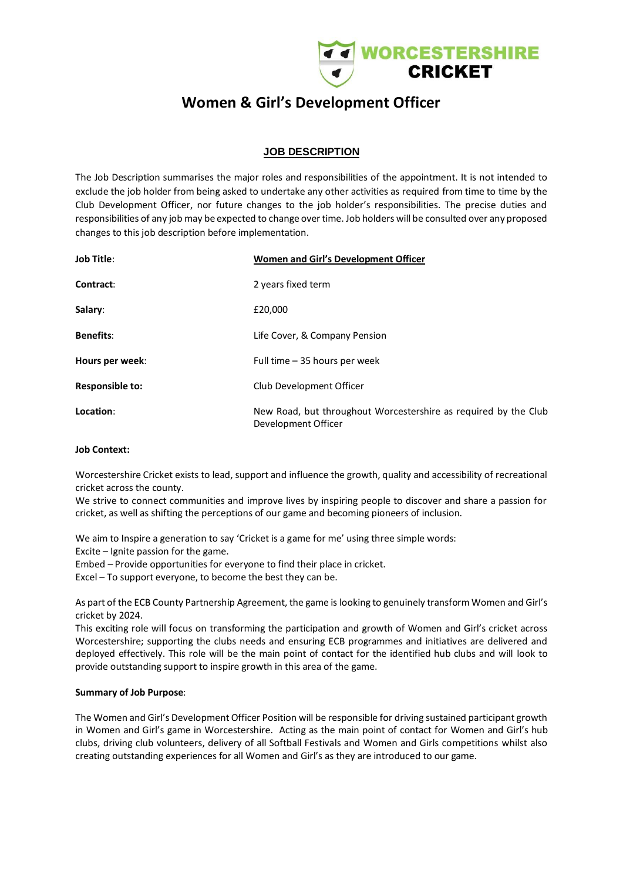WORCESTERSHIRE CRICKET

# Women & Girl's Development Officer

## JOB DESCRIPTION

The Job Description summarises the major roles and responsibilities of the appointment. It is not intended to exclude the job holder from being asked to undertake any other activities as required from time to time by the Club Development Officer, nor future changes to the job holder's responsibilities. The precise duties and responsibilities of any job may be expected to change over time. Job holders will be consulted over any proposed changes to this job description before implementation.

| | |
|---|---|
| **Job Title**: | **Women and Girl's Development Officer** |
| **Contract**: | 2 years fixed term |
| **Salary**: | £20,000 |
| **Benefits**: | Life Cover, & Company Pension |
| **Hours per week**: | Full time – 35 hours per week |
| **Responsible to:** | Club Development Officer |
| **Location**: | New Road, but throughout Worcestershire as required by the Club Development Officer |

**Job Context:**

Worcestershire Cricket exists to lead, support and influence the growth, quality and accessibility of recreational cricket across the county.
We strive to connect communities and improve lives by inspiring people to discover and share a passion for cricket, as well as shifting the perceptions of our game and becoming pioneers of inclusion.

We aim to Inspire a generation to say 'Cricket is a game for me' using three simple words:
Excite – Ignite passion for the game.
Embed – Provide opportunities for everyone to find their place in cricket.
Excel – To support everyone, to become the best they can be.

As part of the ECB County Partnership Agreement, the game is looking to genuinely transform Women and Girl's cricket by 2024.
This exciting role will focus on transforming the participation and growth of Women and Girl's cricket across Worcestershire; supporting the clubs needs and ensuring ECB programmes and initiatives are delivered and deployed effectively. This role will be the main point of contact for the identified hub clubs and will look to provide outstanding support to inspire growth in this area of the game.

**Summary of Job Purpose**:

The Women and Girl's Development Officer Position will be responsible for driving sustained participant growth in Women and Girl's game in Worcestershire. Acting as the main point of contact for Women and Girl's hub clubs, driving club volunteers, delivery of all Softball Festivals and Women and Girls competitions whilst also creating outstanding experiences for all Women and Girl's as they are introduced to our game.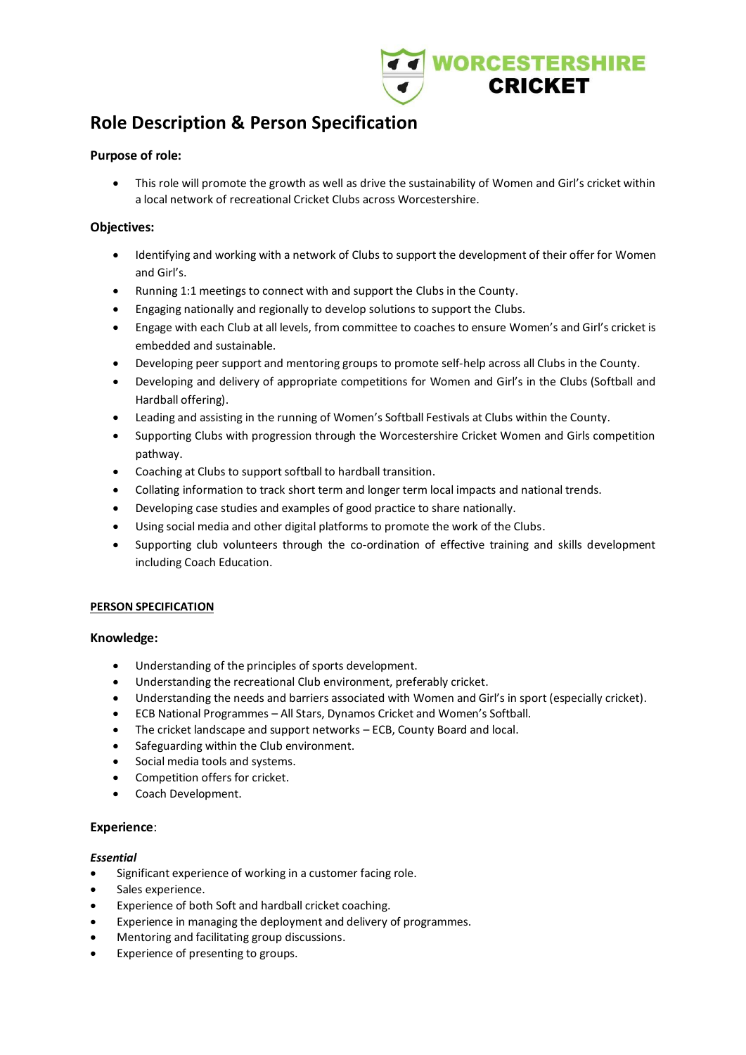# Role Description & Person Specification

### Purpose of role:

- This role will promote the growth as well as drive the sustainability of Women and Girl's cricket within a local network of recreational Cricket Clubs across Worcestershire.

### Objectives:

- Identifying and working with a network of Clubs to support the development of their offer for Women and Girl's.
- Running 1:1 meetings to connect with and support the Clubs in the County.
- Engaging nationally and regionally to develop solutions to support the Clubs.
- Engage with each Club at all levels, from committee to coaches to ensure Women's and Girl's cricket is embedded and sustainable.
- Developing peer support and mentoring groups to promote self-help across all Clubs in the County.
- Developing and delivery of appropriate competitions for Women and Girl's in the Clubs (Softball and Hardball offering).
- Leading and assisting in the running of Women's Softball Festivals at Clubs within the County.
- Supporting Clubs with progression through the Worcestershire Cricket Women and Girls competition pathway.
- Coaching at Clubs to support softball to hardball transition.
- Collating information to track short term and longer term local impacts and national trends.
- Developing case studies and examples of good practice to share nationally.
- Using social media and other digital platforms to promote the work of the Clubs.
- Supporting club volunteers through the co-ordination of effective training and skills development including Coach Education.

## PERSON SPECIFICATION

### Knowledge:

- Understanding of the principles of sports development.
- Understanding the recreational Club environment, preferably cricket.
- Understanding the needs and barriers associated with Women and Girl's in sport (especially cricket).
- ECB National Programmes – All Stars, Dynamos Cricket and Women's Softball.
- The cricket landscape and support networks – ECB, County Board and local.
- Safeguarding within the Club environment.
- Social media tools and systems.
- Competition offers for cricket.
- Coach Development.

### Experience:

***Essential***

- Significant experience of working in a customer facing role.
- Sales experience.
- Experience of both Soft and hardball cricket coaching.
- Experience in managing the deployment and delivery of programmes.
- Mentoring and facilitating group discussions.
- Experience of presenting to groups.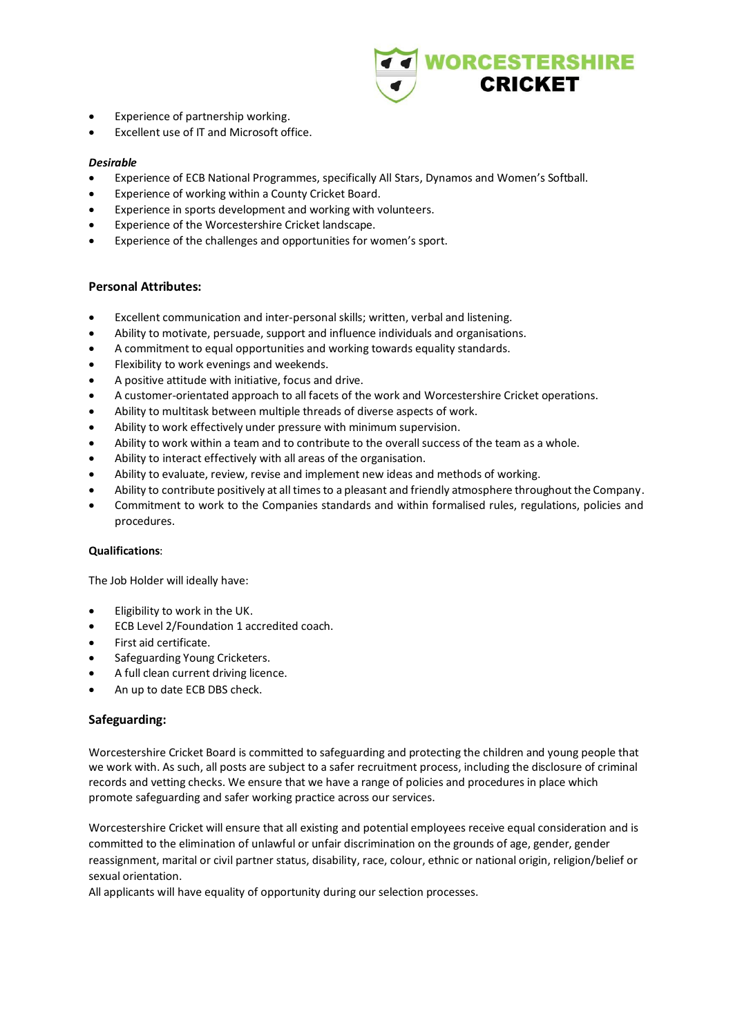- Experience of partnership working.
- Excellent use of IT and Microsoft office.

***Desirable***

- Experience of ECB National Programmes, specifically All Stars, Dynamos and Women's Softball.
- Experience of working within a County Cricket Board.
- Experience in sports development and working with volunteers.
- Experience of the Worcestershire Cricket landscape.
- Experience of the challenges and opportunities for women's sport.

## Personal Attributes:

- Excellent communication and inter-personal skills; written, verbal and listening.
- Ability to motivate, persuade, support and influence individuals and organisations.
- A commitment to equal opportunities and working towards equality standards.
- Flexibility to work evenings and weekends.
- A positive attitude with initiative, focus and drive.
- A customer-orientated approach to all facets of the work and Worcestershire Cricket operations.
- Ability to multitask between multiple threads of diverse aspects of work.
- Ability to work effectively under pressure with minimum supervision.
- Ability to work within a team and to contribute to the overall success of the team as a whole.
- Ability to interact effectively with all areas of the organisation.
- Ability to evaluate, review, revise and implement new ideas and methods of working.
- Ability to contribute positively at all times to a pleasant and friendly atmosphere throughout the Company.
- Commitment to work to the Companies standards and within formalised rules, regulations, policies and procedures.

**Qualifications**:

The Job Holder will ideally have:

- Eligibility to work in the UK.
- ECB Level 2/Foundation 1 accredited coach.
- First aid certificate.
- Safeguarding Young Cricketers.
- A full clean current driving licence.
- An up to date ECB DBS check.

## Safeguarding:

Worcestershire Cricket Board is committed to safeguarding and protecting the children and young people that we work with. As such, all posts are subject to a safer recruitment process, including the disclosure of criminal records and vetting checks. We ensure that we have a range of policies and procedures in place which promote safeguarding and safer working practice across our services.

Worcestershire Cricket will ensure that all existing and potential employees receive equal consideration and is committed to the elimination of unlawful or unfair discrimination on the grounds of age, gender, gender reassignment, marital or civil partner status, disability, race, colour, ethnic or national origin, religion/belief or sexual orientation.
All applicants will have equality of opportunity during our selection processes.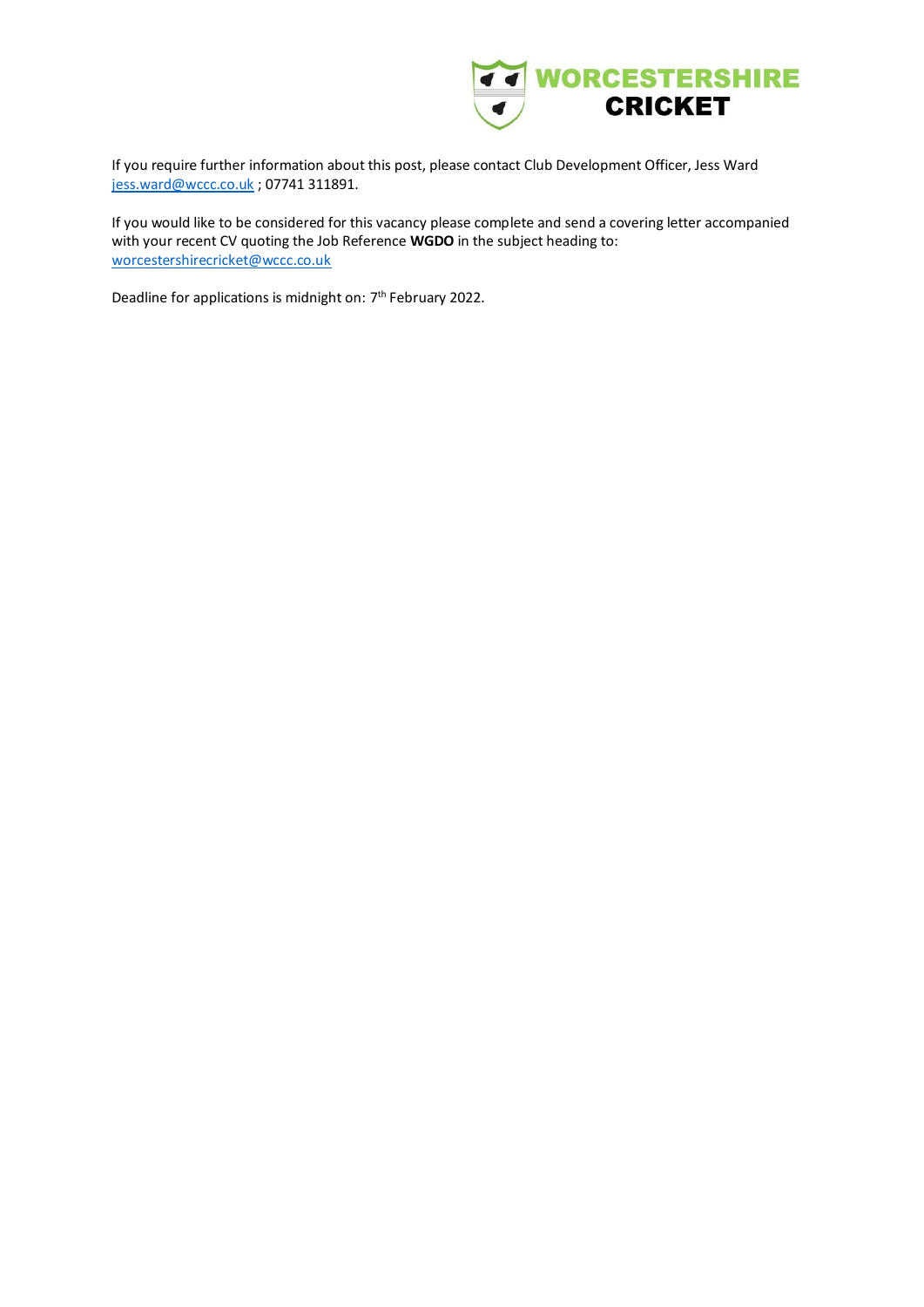If you require further information about this post, please contact Club Development Officer, Jess Ward jess.ward@wccc.co.uk ; 07741 311891.

If you would like to be considered for this vacancy please complete and send a covering letter accompanied with your recent CV quoting the Job Reference **WGDO** in the subject heading to: worcestershirecricket@wccc.co.uk

Deadline for applications is midnight on: 7th February 2022.